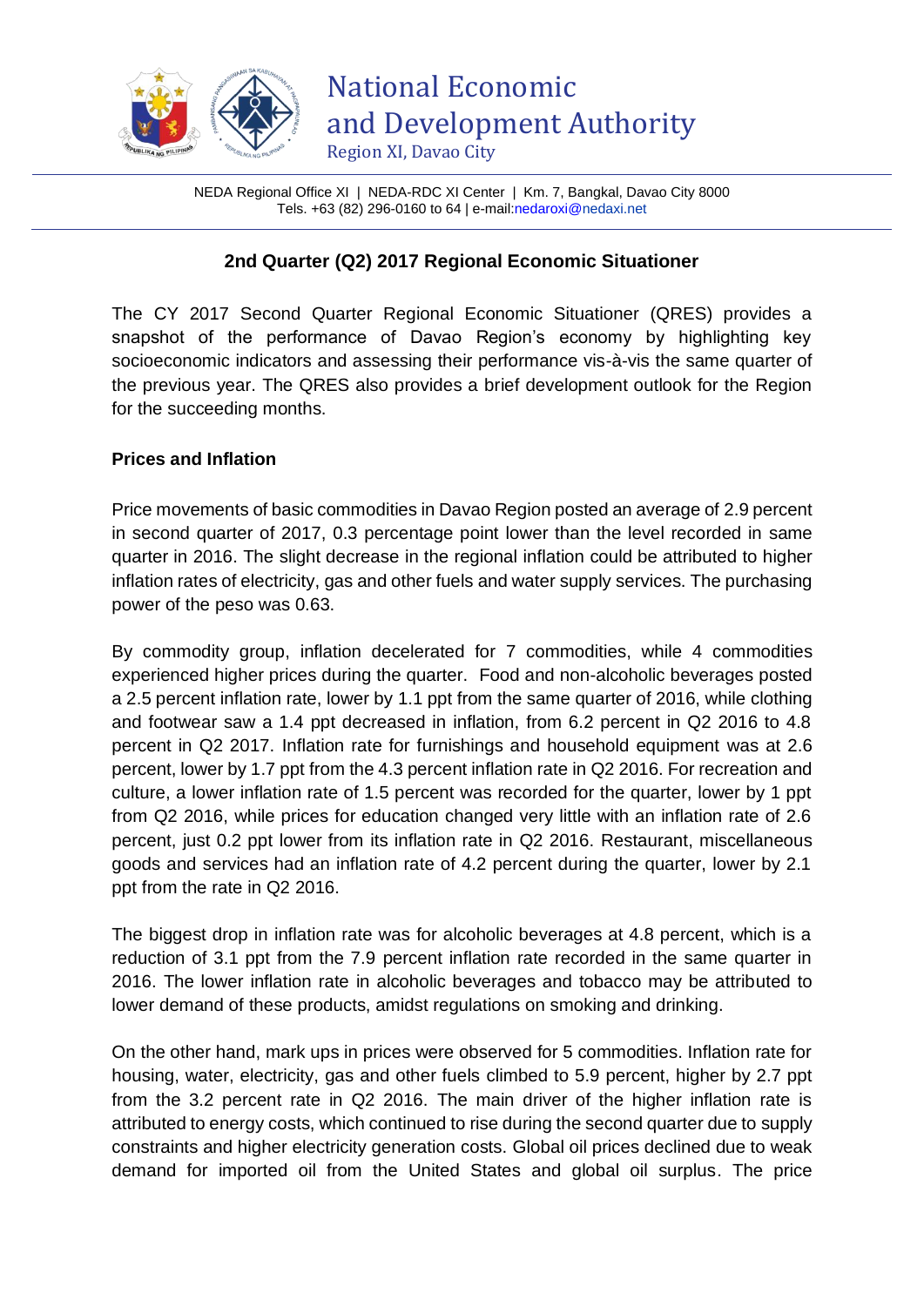# National Economic and Development Authority

Region XI, Davao City

NEDA Regional Office XI | NEDA-RDC XI Center | Km. 7, Bangkal, Davao City 8000
Tels. +63 (82) 296-0160 to 64 | e-mail:nedaroxi@nedaxi.net

## 2nd Quarter (Q2) 2017 Regional Economic Situationer

The CY 2017 Second Quarter Regional Economic Situationer (QRES) provides a snapshot of the performance of Davao Region's economy by highlighting key socioeconomic indicators and assessing their performance vis-à-vis the same quarter of the previous year. The QRES also provides a brief development outlook for the Region for the succeeding months.

**Prices and Inflation**

Price movements of basic commodities in Davao Region posted an average of 2.9 percent in second quarter of 2017, 0.3 percentage point lower than the level recorded in same quarter in 2016. The slight decrease in the regional inflation could be attributed to higher inflation rates of electricity, gas and other fuels and water supply services. The purchasing power of the peso was 0.63.

By commodity group, inflation decelerated for 7 commodities, while 4 commodities experienced higher prices during the quarter. Food and non-alcoholic beverages posted a 2.5 percent inflation rate, lower by 1.1 ppt from the same quarter of 2016, while clothing and footwear saw a 1.4 ppt decreased in inflation, from 6.2 percent in Q2 2016 to 4.8 percent in Q2 2017. Inflation rate for furnishings and household equipment was at 2.6 percent, lower by 1.7 ppt from the 4.3 percent inflation rate in Q2 2016. For recreation and culture, a lower inflation rate of 1.5 percent was recorded for the quarter, lower by 1 ppt from Q2 2016, while prices for education changed very little with an inflation rate of 2.6 percent, just 0.2 ppt lower from its inflation rate in Q2 2016. Restaurant, miscellaneous goods and services had an inflation rate of 4.2 percent during the quarter, lower by 2.1 ppt from the rate in Q2 2016.

The biggest drop in inflation rate was for alcoholic beverages at 4.8 percent, which is a reduction of 3.1 ppt from the 7.9 percent inflation rate recorded in the same quarter in 2016. The lower inflation rate in alcoholic beverages and tobacco may be attributed to lower demand of these products, amidst regulations on smoking and drinking.

On the other hand, mark ups in prices were observed for 5 commodities. Inflation rate for housing, water, electricity, gas and other fuels climbed to 5.9 percent, higher by 2.7 ppt from the 3.2 percent rate in Q2 2016. The main driver of the higher inflation rate is attributed to energy costs, which continued to rise during the second quarter due to supply constraints and higher electricity generation costs. Global oil prices declined due to weak demand for imported oil from the United States and global oil surplus. The price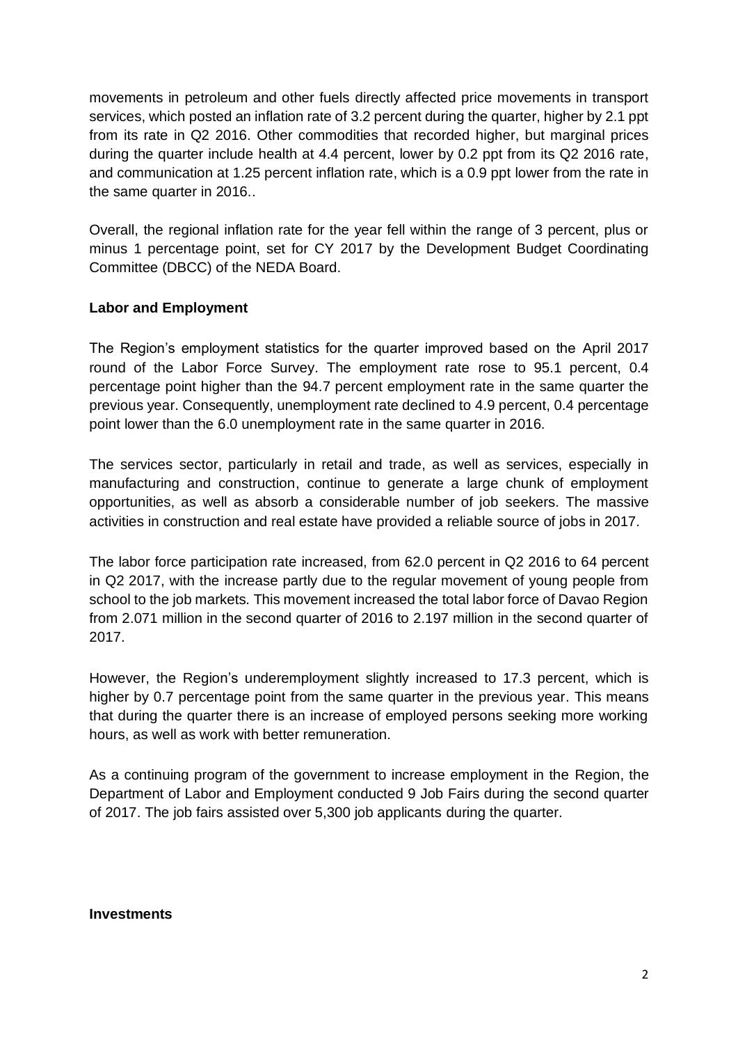movements in petroleum and other fuels directly affected price movements in transport services, which posted an inflation rate of 3.2 percent during the quarter, higher by 2.1 ppt from its rate in Q2 2016. Other commodities that recorded higher, but marginal prices during the quarter include health at 4.4 percent, lower by 0.2 ppt from its Q2 2016 rate, and communication at 1.25 percent inflation rate, which is a 0.9 ppt lower from the rate in the same quarter in 2016..

Overall, the regional inflation rate for the year fell within the range of 3 percent, plus or minus 1 percentage point, set for CY 2017 by the Development Budget Coordinating Committee (DBCC) of the NEDA Board.

**Labor and Employment**

The Region's employment statistics for the quarter improved based on the April 2017 round of the Labor Force Survey. The employment rate rose to 95.1 percent, 0.4 percentage point higher than the 94.7 percent employment rate in the same quarter the previous year. Consequently, unemployment rate declined to 4.9 percent, 0.4 percentage point lower than the 6.0 unemployment rate in the same quarter in 2016.

The services sector, particularly in retail and trade, as well as services, especially in manufacturing and construction, continue to generate a large chunk of employment opportunities, as well as absorb a considerable number of job seekers. The massive activities in construction and real estate have provided a reliable source of jobs in 2017.

The labor force participation rate increased, from 62.0 percent in Q2 2016 to 64 percent in Q2 2017, with the increase partly due to the regular movement of young people from school to the job markets. This movement increased the total labor force of Davao Region from 2.071 million in the second quarter of 2016 to 2.197 million in the second quarter of 2017.

However, the Region's underemployment slightly increased to 17.3 percent, which is higher by 0.7 percentage point from the same quarter in the previous year. This means that during the quarter there is an increase of employed persons seeking more working hours, as well as work with better remuneration.

As a continuing program of the government to increase employment in the Region, the Department of Labor and Employment conducted 9 Job Fairs during the second quarter of 2017. The job fairs assisted over 5,300 job applicants during the quarter.

**Investments**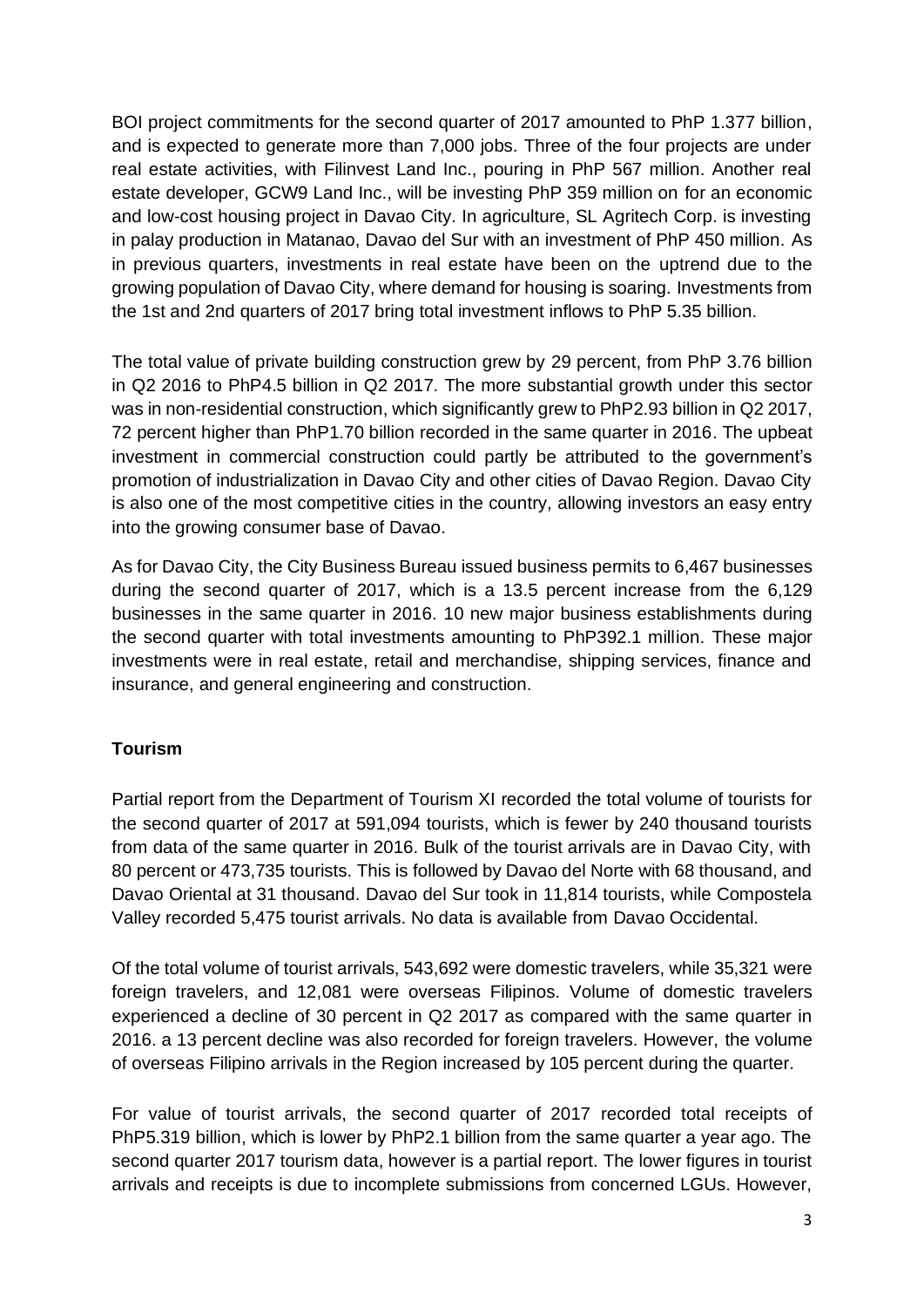BOI project commitments for the second quarter of 2017 amounted to PhP 1.377 billion, and is expected to generate more than 7,000 jobs. Three of the four projects are under real estate activities, with Filinvest Land Inc., pouring in PhP 567 million. Another real estate developer, GCW9 Land Inc., will be investing PhP 359 million on for an economic and low-cost housing project in Davao City. In agriculture, SL Agritech Corp. is investing in palay production in Matanao, Davao del Sur with an investment of PhP 450 million. As in previous quarters, investments in real estate have been on the uptrend due to the growing population of Davao City, where demand for housing is soaring. Investments from the 1st and 2nd quarters of 2017 bring total investment inflows to PhP 5.35 billion.

The total value of private building construction grew by 29 percent, from PhP 3.76 billion in Q2 2016 to PhP4.5 billion in Q2 2017. The more substantial growth under this sector was in non-residential construction, which significantly grew to PhP2.93 billion in Q2 2017, 72 percent higher than PhP1.70 billion recorded in the same quarter in 2016. The upbeat investment in commercial construction could partly be attributed to the government's promotion of industrialization in Davao City and other cities of Davao Region. Davao City is also one of the most competitive cities in the country, allowing investors an easy entry into the growing consumer base of Davao.

As for Davao City, the City Business Bureau issued business permits to 6,467 businesses during the second quarter of 2017, which is a 13.5 percent increase from the 6,129 businesses in the same quarter in 2016. 10 new major business establishments during the second quarter with total investments amounting to PhP392.1 million. These major investments were in real estate, retail and merchandise, shipping services, finance and insurance, and general engineering and construction.

**Tourism**

Partial report from the Department of Tourism XI recorded the total volume of tourists for the second quarter of 2017 at 591,094 tourists, which is fewer by 240 thousand tourists from data of the same quarter in 2016. Bulk of the tourist arrivals are in Davao City, with 80 percent or 473,735 tourists. This is followed by Davao del Norte with 68 thousand, and Davao Oriental at 31 thousand. Davao del Sur took in 11,814 tourists, while Compostela Valley recorded 5,475 tourist arrivals. No data is available from Davao Occidental.

Of the total volume of tourist arrivals, 543,692 were domestic travelers, while 35,321 were foreign travelers, and 12,081 were overseas Filipinos. Volume of domestic travelers experienced a decline of 30 percent in Q2 2017 as compared with the same quarter in 2016. a 13 percent decline was also recorded for foreign travelers. However, the volume of overseas Filipino arrivals in the Region increased by 105 percent during the quarter.

For value of tourist arrivals, the second quarter of 2017 recorded total receipts of PhP5.319 billion, which is lower by PhP2.1 billion from the same quarter a year ago. The second quarter 2017 tourism data, however is a partial report. The lower figures in tourist arrivals and receipts is due to incomplete submissions from concerned LGUs. However,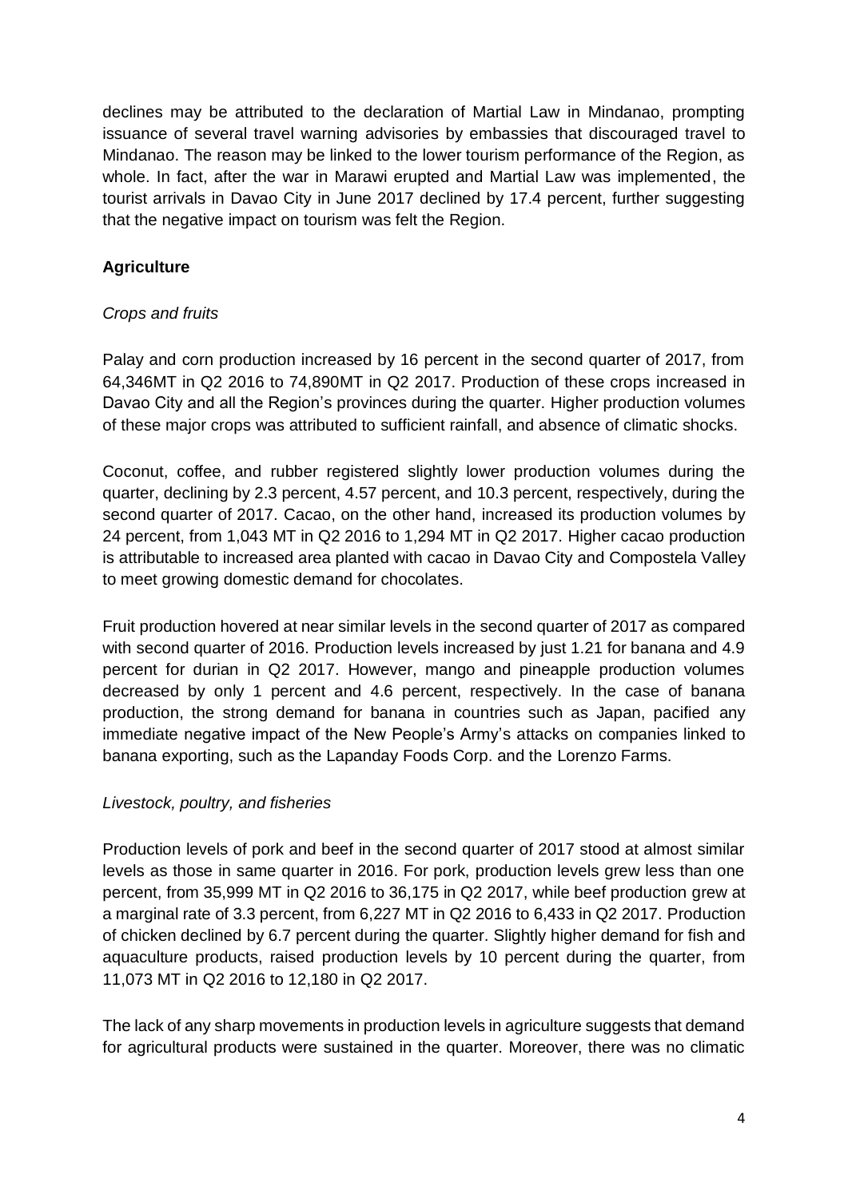declines may be attributed to the declaration of Martial Law in Mindanao, prompting issuance of several travel warning advisories by embassies that discouraged travel to Mindanao. The reason may be linked to the lower tourism performance of the Region, as whole. In fact, after the war in Marawi erupted and Martial Law was implemented, the tourist arrivals in Davao City in June 2017 declined by 17.4 percent, further suggesting that the negative impact on tourism was felt the Region.

**Agriculture**

*Crops and fruits*

Palay and corn production increased by 16 percent in the second quarter of 2017, from 64,346MT in Q2 2016 to 74,890MT in Q2 2017. Production of these crops increased in Davao City and all the Region's provinces during the quarter. Higher production volumes of these major crops was attributed to sufficient rainfall, and absence of climatic shocks.

Coconut, coffee, and rubber registered slightly lower production volumes during the quarter, declining by 2.3 percent, 4.57 percent, and 10.3 percent, respectively, during the second quarter of 2017. Cacao, on the other hand, increased its production volumes by 24 percent, from 1,043 MT in Q2 2016 to 1,294 MT in Q2 2017. Higher cacao production is attributable to increased area planted with cacao in Davao City and Compostela Valley to meet growing domestic demand for chocolates.

Fruit production hovered at near similar levels in the second quarter of 2017 as compared with second quarter of 2016. Production levels increased by just 1.21 for banana and 4.9 percent for durian in Q2 2017. However, mango and pineapple production volumes decreased by only 1 percent and 4.6 percent, respectively. In the case of banana production, the strong demand for banana in countries such as Japan, pacified any immediate negative impact of the New People's Army's attacks on companies linked to banana exporting, such as the Lapanday Foods Corp. and the Lorenzo Farms.

*Livestock, poultry, and fisheries*

Production levels of pork and beef in the second quarter of 2017 stood at almost similar levels as those in same quarter in 2016. For pork, production levels grew less than one percent, from 35,999 MT in Q2 2016 to 36,175 in Q2 2017, while beef production grew at a marginal rate of 3.3 percent, from 6,227 MT in Q2 2016 to 6,433 in Q2 2017. Production of chicken declined by 6.7 percent during the quarter. Slightly higher demand for fish and aquaculture products, raised production levels by 10 percent during the quarter, from 11,073 MT in Q2 2016 to 12,180 in Q2 2017.

The lack of any sharp movements in production levels in agriculture suggests that demand for agricultural products were sustained in the quarter. Moreover, there was no climatic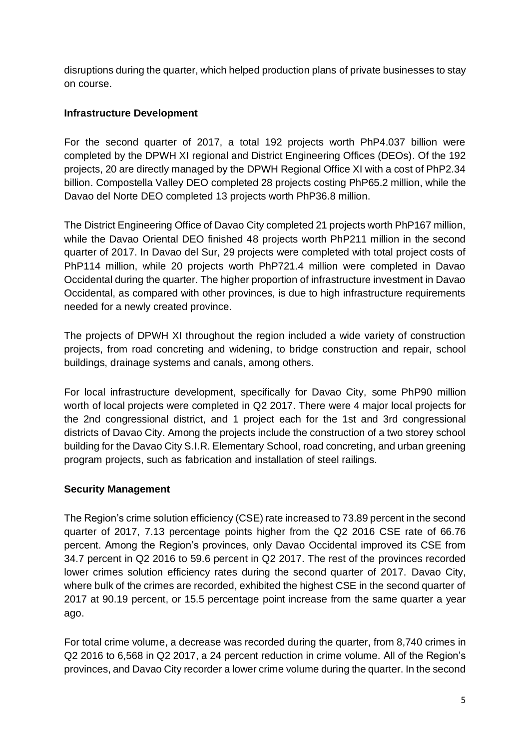disruptions during the quarter, which helped production plans of private businesses to stay on course.

**Infrastructure Development**

For the second quarter of 2017, a total 192 projects worth PhP4.037 billion were completed by the DPWH XI regional and District Engineering Offices (DEOs). Of the 192 projects, 20 are directly managed by the DPWH Regional Office XI with a cost of PhP2.34 billion. Compostella Valley DEO completed 28 projects costing PhP65.2 million, while the Davao del Norte DEO completed 13 projects worth PhP36.8 million.

The District Engineering Office of Davao City completed 21 projects worth PhP167 million, while the Davao Oriental DEO finished 48 projects worth PhP211 million in the second quarter of 2017. In Davao del Sur, 29 projects were completed with total project costs of PhP114 million, while 20 projects worth PhP721.4 million were completed in Davao Occidental during the quarter. The higher proportion of infrastructure investment in Davao Occidental, as compared with other provinces, is due to high infrastructure requirements needed for a newly created province.

The projects of DPWH XI throughout the region included a wide variety of construction projects, from road concreting and widening, to bridge construction and repair, school buildings, drainage systems and canals, among others.

For local infrastructure development, specifically for Davao City, some PhP90 million worth of local projects were completed in Q2 2017. There were 4 major local projects for the 2nd congressional district, and 1 project each for the 1st and 3rd congressional districts of Davao City. Among the projects include the construction of a two storey school building for the Davao City S.I.R. Elementary School, road concreting, and urban greening program projects, such as fabrication and installation of steel railings.

**Security Management**

The Region's crime solution efficiency (CSE) rate increased to 73.89 percent in the second quarter of 2017, 7.13 percentage points higher from the Q2 2016 CSE rate of 66.76 percent. Among the Region's provinces, only Davao Occidental improved its CSE from 34.7 percent in Q2 2016 to 59.6 percent in Q2 2017. The rest of the provinces recorded lower crimes solution efficiency rates during the second quarter of 2017. Davao City, where bulk of the crimes are recorded, exhibited the highest CSE in the second quarter of 2017 at 90.19 percent, or 15.5 percentage point increase from the same quarter a year ago.

For total crime volume, a decrease was recorded during the quarter, from 8,740 crimes in Q2 2016 to 6,568 in Q2 2017, a 24 percent reduction in crime volume. All of the Region's provinces, and Davao City recorder a lower crime volume during the quarter. In the second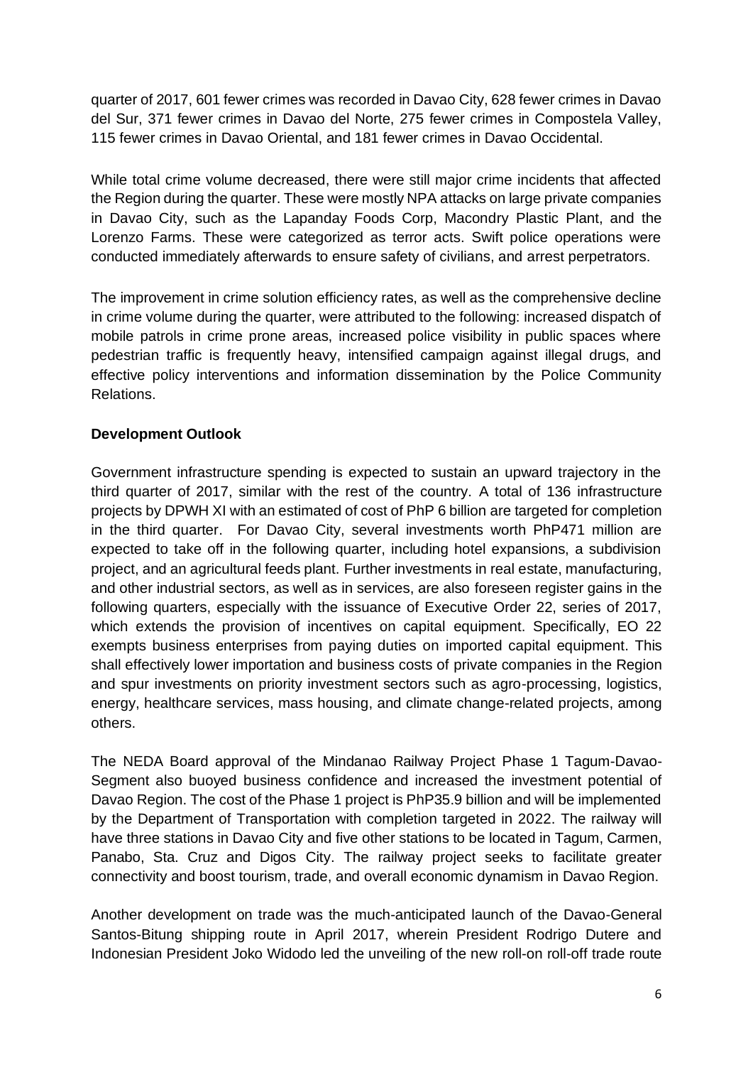quarter of 2017, 601 fewer crimes was recorded in Davao City, 628 fewer crimes in Davao del Sur, 371 fewer crimes in Davao del Norte, 275 fewer crimes in Compostela Valley, 115 fewer crimes in Davao Oriental, and 181 fewer crimes in Davao Occidental.

While total crime volume decreased, there were still major crime incidents that affected the Region during the quarter. These were mostly NPA attacks on large private companies in Davao City, such as the Lapanday Foods Corp, Macondry Plastic Plant, and the Lorenzo Farms. These were categorized as terror acts. Swift police operations were conducted immediately afterwards to ensure safety of civilians, and arrest perpetrators.

The improvement in crime solution efficiency rates, as well as the comprehensive decline in crime volume during the quarter, were attributed to the following: increased dispatch of mobile patrols in crime prone areas, increased police visibility in public spaces where pedestrian traffic is frequently heavy, intensified campaign against illegal drugs, and effective policy interventions and information dissemination by the Police Community Relations.

**Development Outlook**

Government infrastructure spending is expected to sustain an upward trajectory in the third quarter of 2017, similar with the rest of the country. A total of 136 infrastructure projects by DPWH XI with an estimated of cost of PhP 6 billion are targeted for completion in the third quarter. For Davao City, several investments worth PhP471 million are expected to take off in the following quarter, including hotel expansions, a subdivision project, and an agricultural feeds plant. Further investments in real estate, manufacturing, and other industrial sectors, as well as in services, are also foreseen register gains in the following quarters, especially with the issuance of Executive Order 22, series of 2017, which extends the provision of incentives on capital equipment. Specifically, EO 22 exempts business enterprises from paying duties on imported capital equipment. This shall effectively lower importation and business costs of private companies in the Region and spur investments on priority investment sectors such as agro-processing, logistics, energy, healthcare services, mass housing, and climate change-related projects, among others.

The NEDA Board approval of the Mindanao Railway Project Phase 1 Tagum-Davao-Segment also buoyed business confidence and increased the investment potential of Davao Region. The cost of the Phase 1 project is PhP35.9 billion and will be implemented by the Department of Transportation with completion targeted in 2022. The railway will have three stations in Davao City and five other stations to be located in Tagum, Carmen, Panabo, Sta. Cruz and Digos City. The railway project seeks to facilitate greater connectivity and boost tourism, trade, and overall economic dynamism in Davao Region.

Another development on trade was the much-anticipated launch of the Davao-General Santos-Bitung shipping route in April 2017, wherein President Rodrigo Dutere and Indonesian President Joko Widodo led the unveiling of the new roll-on roll-off trade route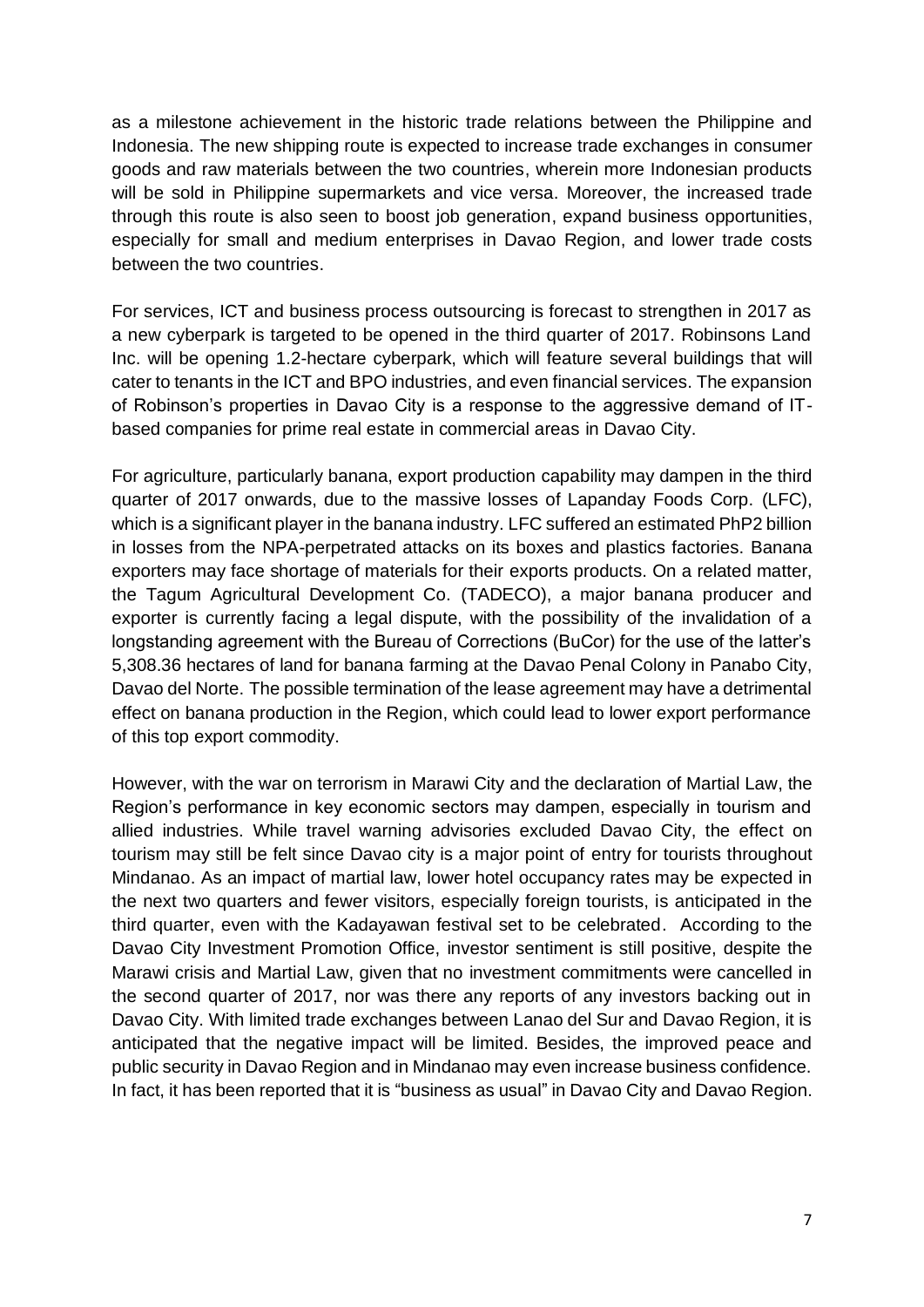as a milestone achievement in the historic trade relations between the Philippine and Indonesia. The new shipping route is expected to increase trade exchanges in consumer goods and raw materials between the two countries, wherein more Indonesian products will be sold in Philippine supermarkets and vice versa. Moreover, the increased trade through this route is also seen to boost job generation, expand business opportunities, especially for small and medium enterprises in Davao Region, and lower trade costs between the two countries.

For services, ICT and business process outsourcing is forecast to strengthen in 2017 as a new cyberpark is targeted to be opened in the third quarter of 2017. Robinsons Land Inc. will be opening 1.2-hectare cyberpark, which will feature several buildings that will cater to tenants in the ICT and BPO industries, and even financial services. The expansion of Robinson's properties in Davao City is a response to the aggressive demand of IT-based companies for prime real estate in commercial areas in Davao City.

For agriculture, particularly banana, export production capability may dampen in the third quarter of 2017 onwards, due to the massive losses of Lapanday Foods Corp. (LFC), which is a significant player in the banana industry. LFC suffered an estimated PhP2 billion in losses from the NPA-perpetrated attacks on its boxes and plastics factories. Banana exporters may face shortage of materials for their exports products. On a related matter, the Tagum Agricultural Development Co. (TADECO), a major banana producer and exporter is currently facing a legal dispute, with the possibility of the invalidation of a longstanding agreement with the Bureau of Corrections (BuCor) for the use of the latter's 5,308.36 hectares of land for banana farming at the Davao Penal Colony in Panabo City, Davao del Norte. The possible termination of the lease agreement may have a detrimental effect on banana production in the Region, which could lead to lower export performance of this top export commodity.

However, with the war on terrorism in Marawi City and the declaration of Martial Law, the Region's performance in key economic sectors may dampen, especially in tourism and allied industries. While travel warning advisories excluded Davao City, the effect on tourism may still be felt since Davao city is a major point of entry for tourists throughout Mindanao. As an impact of martial law, lower hotel occupancy rates may be expected in the next two quarters and fewer visitors, especially foreign tourists, is anticipated in the third quarter, even with the Kadayawan festival set to be celebrated. According to the Davao City Investment Promotion Office, investor sentiment is still positive, despite the Marawi crisis and Martial Law, given that no investment commitments were cancelled in the second quarter of 2017, nor was there any reports of any investors backing out in Davao City. With limited trade exchanges between Lanao del Sur and Davao Region, it is anticipated that the negative impact will be limited. Besides, the improved peace and public security in Davao Region and in Mindanao may even increase business confidence. In fact, it has been reported that it is "business as usual" in Davao City and Davao Region.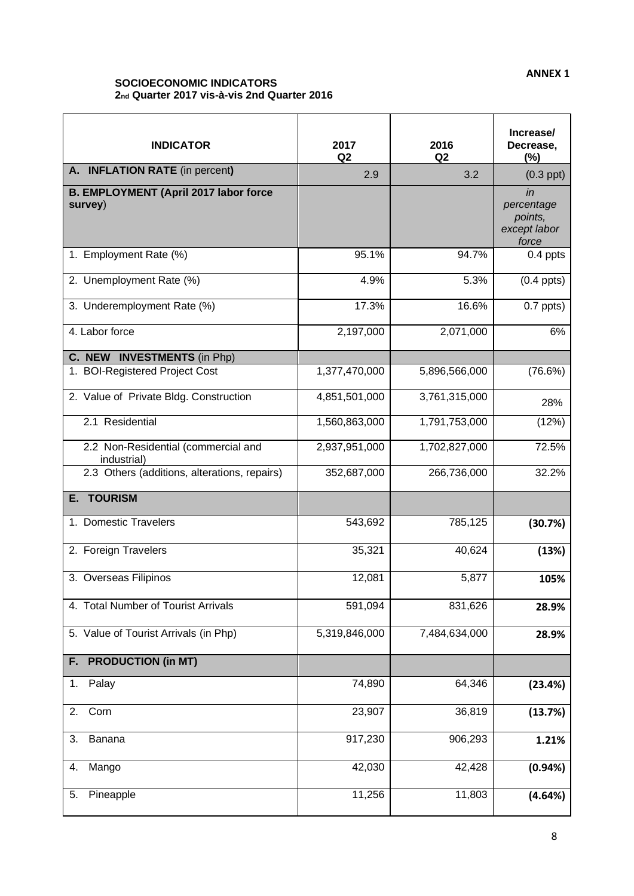**ANNEX 1**

**SOCIOECONOMIC INDICATORS**
**2nd Quarter 2017 vis-à-vis 2nd Quarter 2016**

| INDICATOR | 2017 Q2 | 2016 Q2 | Increase/ Decrease, (%) |
|---|---|---|---|
| **A. INFLATION RATE** (in percent**)** | 2.9 | 3.2 | (0.3 ppt) |
| **B. EMPLOYMENT (April 2017 labor force survey**) | | | *in percentage points, except labor force* |
| 1. Employment Rate (%) | 95.1% | 94.7% | 0.4 ppts |
| 2. Unemployment Rate (%) | 4.9% | 5.3% | (0.4 ppts) |
| 3. Underemployment Rate (%) | 17.3% | 16.6% | 0.7 ppts) |
| 4. Labor force | 2,197,000 | 2,071,000 | 6% |
| **C. NEW INVESTMENTS** (in Php) | | | |
| 1. BOI-Registered Project Cost | 1,377,470,000 | 5,896,566,000 | (76.6%) |
| 2. Value of Private Bldg. Construction | 4,851,501,000 | 3,761,315,000 | 28% |
| 2.1 Residential | 1,560,863,000 | 1,791,753,000 | (12%) |
| 2.2 Non-Residential (commercial and industrial) | 2,937,951,000 | 1,702,827,000 | 72.5% |
| 2.3 Others (additions, alterations, repairs) | 352,687,000 | 266,736,000 | 32.2% |
| **E. TOURISM** | | | |
| 1. Domestic Travelers | 543,692 | 785,125 | **(30.7%)** |
| 2. Foreign Travelers | 35,321 | 40,624 | **(13%)** |
| 3. Overseas Filipinos | 12,081 | 5,877 | **105%** |
| 4. Total Number of Tourist Arrivals | 591,094 | 831,626 | **28.9%** |
| 5. Value of Tourist Arrivals (in Php) | 5,319,846,000 | 7,484,634,000 | **28.9%** |
| **F. PRODUCTION (in MT)** | | | |
| 1. Palay | 74,890 | 64,346 | **(23.4%)** |
| 2. Corn | 23,907 | 36,819 | **(13.7%)** |
| 3. Banana | 917,230 | 906,293 | **1.21%** |
| 4. Mango | 42,030 | 42,428 | **(0.94%)** |
| 5. Pineapple | 11,256 | 11,803 | **(4.64%)** |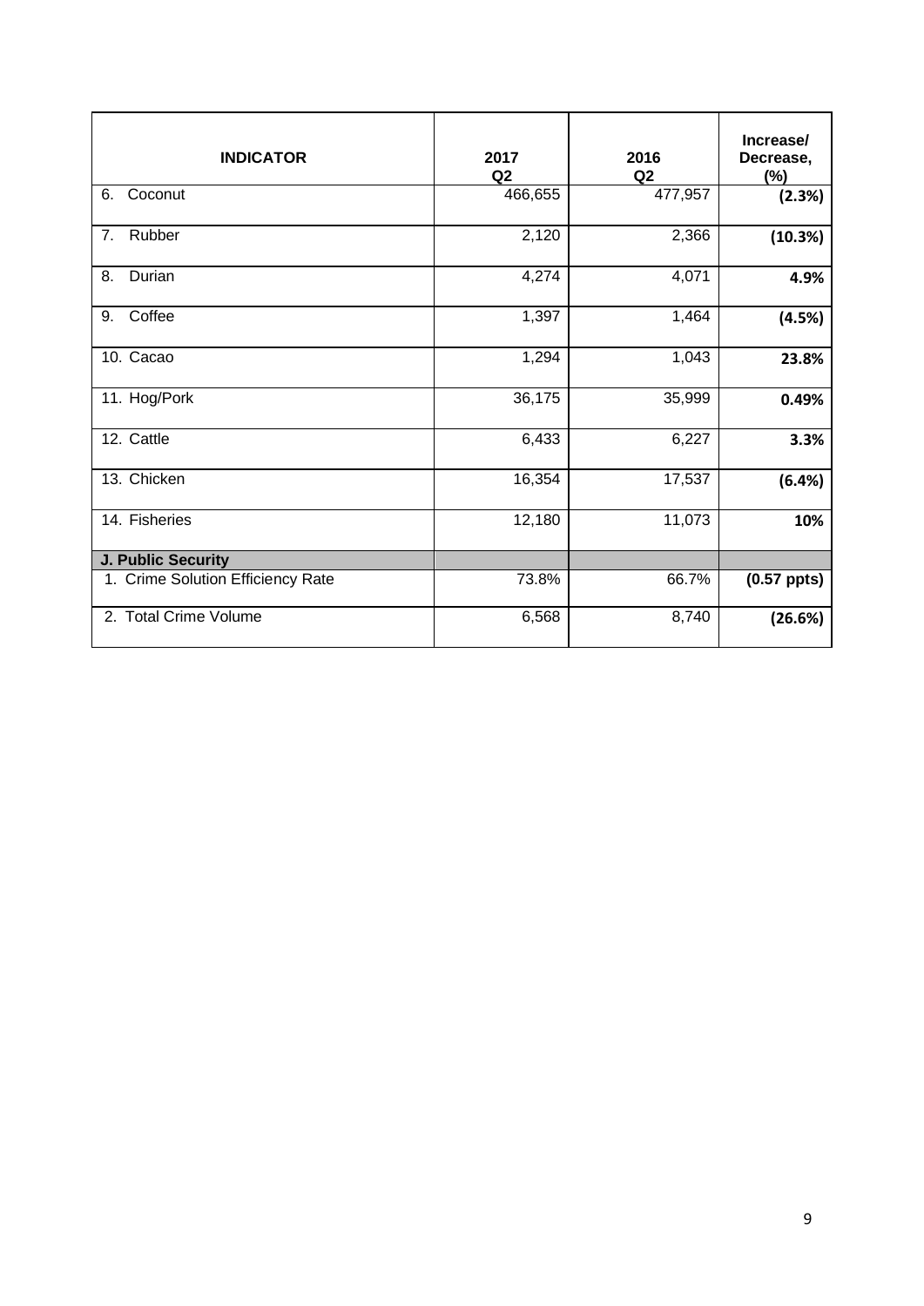| INDICATOR | 2017 Q2 | 2016 Q2 | Increase/ Decrease, (%) |
|---|---|---|---|
| 6. Coconut | 466,655 | 477,957 | **(2.3%)** |
| 7. Rubber | 2,120 | 2,366 | **(10.3%)** |
| 8. Durian | 4,274 | 4,071 | **4.9%** |
| 9. Coffee | 1,397 | 1,464 | **(4.5%)** |
| 10. Cacao | 1,294 | 1,043 | **23.8%** |
| 11. Hog/Pork | 36,175 | 35,999 | **0.49%** |
| 12. Cattle | 6,433 | 6,227 | **3.3%** |
| 13. Chicken | 16,354 | 17,537 | **(6.4%)** |
| 14. Fisheries | 12,180 | 11,073 | **10%** |
| **J. Public Security** | | | |
| 1. Crime Solution Efficiency Rate | 73.8% | 66.7% | **(0.57 ppts)** |
| 2. Total Crime Volume | 6,568 | 8,740 | **(26.6%)** |